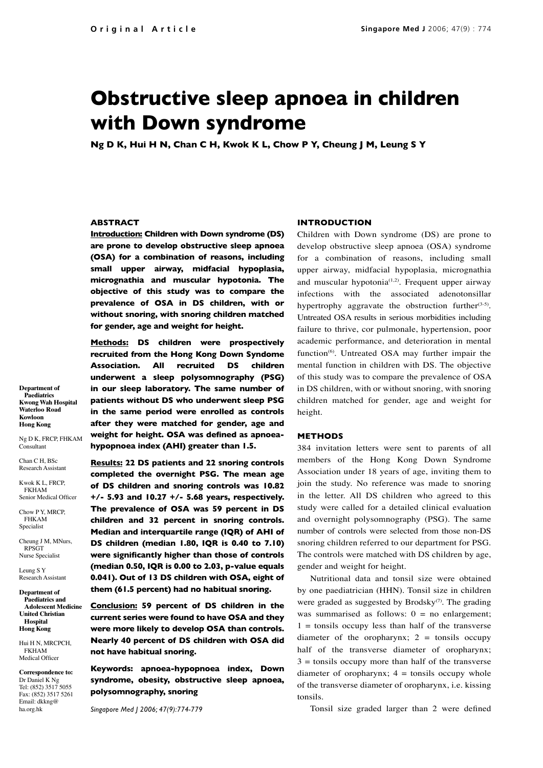Original Article

# Obstructive sleep apnoea in children with Down syndrome

**Ng D K, Hui H N, Chan C H, Kwok K L, Chow P Y, Cheung J M, Leung S Y**

## ABSTRACT

**Introduction: Children with Down syndrome (DS) are prone to develop obstructive sleep apnoea (OSA) for a combination of reasons, including small upper airway, midfacial hypoplasia, micrognathia and muscular hypotonia. The objective of this study was to compare the prevalence of OSA in DS children, with or without snoring, with snoring children matched for gender, age and weight for height.**

**Methods: DS children were prospectively recruited from the Hong Kong Down Syndome Association. All recruited DS children underwent a sleep polysomnography (PSG) in our sleep laboratory. The same number of patients without DS who underwent sleep PSG in the same period were enrolled as controls after they were matched for gender, age and weight for height. OSA was defined as apnoea-hypopnoea index (AHI) greater than 1.5.**

**Results: 22 DS patients and 22 snoring controls completed the overnight PSG. The mean age of DS children and snoring controls was 10.82 +/- 5.93 and 10.27 +/- 5.68 years, respectively. The prevalence of OSA was 59 percent in DS children and 32 percent in snoring controls. Median and interquartile range (IQR) of AHI of DS children (median 1.80, IQR is 0.40 to 7.10) were significantly higher than those of controls (median 0.50, IQR is 0.00 to 2.03, p-value equals 0.041). Out of 13 DS children with OSA, eight of them (61.5 percent) had no habitual snoring.**

**Conclusion: 59 percent of DS children in the current series were found to have OSA and they were more likely to develop OSA than controls. Nearly 40 percent of DS children with OSA did not have habitual snoring.**

**Keywords: apnoea-hypopnoea index, Down syndrome, obesity, obstructive sleep apnoea, polysomnography, snoring**

*Singapore Med J 2006; 47(9):774-779*

**Department of Paediatrics**
**Kwong Wah Hospital**
**Waterloo Road**
**Kowloon**
**Hong Kong**

Ng D K, FRCP, FHKAM
Consultant

Chan C H, BSc
Research Assistant

Kwok K L, FRCP, FKHAM
Senior Medical Officer

Chow P Y, MRCP, FKHAM
Specialist

Cheung J M, MNurs, RPSGT
Nurse Specialist

Leung S Y
Research Assistant

**Department of Paediatrics and Adolescent Medicine**
**United Christian Hospital**
**Hong Kong**

Hui H N, MRCPCH, FKHAM
Medical Officer

**Correspondence to:**
Dr Daniel K Ng
Tel: (852) 3517 5055
Fax: (852) 3517 5261
Email: dkkng@ha.org.hk

## INTRODUCTION

Children with Down syndrome (DS) are prone to develop obstructive sleep apnoea (OSA) syndrome for a combination of reasons, including small upper airway, midfacial hypoplasia, micrognathia and muscular hypotonia[1,2]. Frequent upper airway infections with the associated adenotonsillar hypertrophy aggravate the obstruction further[3-5]. Untreated OSA results in serious morbidities including failure to thrive, cor pulmonale, hypertension, poor academic performance, and deterioration in mental function[6]. Untreated OSA may further impair the mental function in children with DS. The objective of this study was to compare the prevalence of OSA in DS children, with or without snoring, with snoring children matched for gender, age and weight for height.

## METHODS

384 invitation letters were sent to parents of all members of the Hong Kong Down Syndrome Association under 18 years of age, inviting them to join the study. No reference was made to snoring in the letter. All DS children who agreed to this study were called for a detailed clinical evaluation and overnight polysomnography (PSG). The same number of controls were selected from those non-DS snoring children referred to our department for PSG. The controls were matched with DS children by age, gender and weight for height.

Nutritional data and tonsil size were obtained by one paediatrician (HHN). Tonsil size in children were graded as suggested by Brodsky[7]. The grading was summarised as follows: 0 = no enlargement; 1 = tonsils occupy less than half of the transverse diameter of the oropharynx; 2 = tonsils occupy half of the transverse diameter of oropharynx; 3 = tonsils occupy more than half of the transverse diameter of oropharynx; 4 = tonsils occupy whole of the transverse diameter of oropharynx, i.e. kissing tonsils.

Tonsil size graded larger than 2 were defined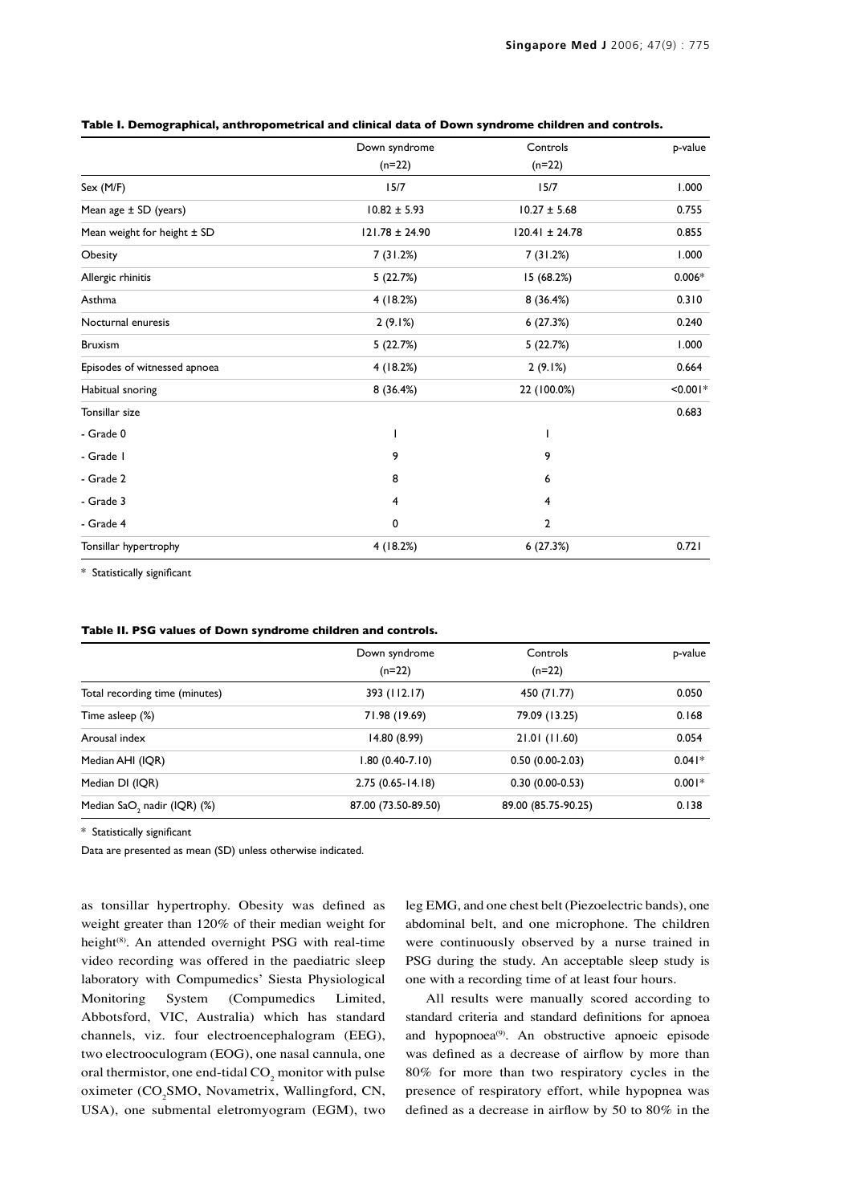**Table I. Demographical, anthropometrical and clinical data of Down syndrome children and controls.**

| | Down syndrome (n=22) | Controls (n=22) | p-value |
|---|---|---|---|
| Sex (M/F) | 15/7 | 15/7 | 1.000 |
| Mean age ± SD (years) | 10.82 ± 5.93 | 10.27 ± 5.68 | 0.755 |
| Mean weight for height ± SD | 121.78 ± 24.90 | 120.41 ± 24.78 | 0.855 |
| Obesity | 7 (31.2%) | 7 (31.2%) | 1.000 |
| Allergic rhinitis | 5 (22.7%) | 15 (68.2%) | 0.006* |
| Asthma | 4 (18.2%) | 8 (36.4%) | 0.310 |
| Nocturnal enuresis | 2 (9.1%) | 6 (27.3%) | 0.240 |
| Bruxism | 5 (22.7%) | 5 (22.7%) | 1.000 |
| Episodes of witnessed apnoea | 4 (18.2%) | 2 (9.1%) | 0.664 |
| Habitual snoring | 8 (36.4%) | 22 (100.0%) | <0.001* |
| Tonsillar size | | | 0.683 |
| - Grade 0 | 1 | 1 | |
| - Grade 1 | 9 | 9 | |
| - Grade 2 | 8 | 6 | |
| - Grade 3 | 4 | 4 | |
| - Grade 4 | 0 | 2 | |
| Tonsillar hypertrophy | 4 (18.2%) | 6 (27.3%) | 0.721 |

\* Statistically significant

**Table II. PSG values of Down syndrome children and controls.**

| | Down syndrome (n=22) | Controls (n=22) | p-value |
|---|---|---|---|
| Total recording time (minutes) | 393 (112.17) | 450 (71.77) | 0.050 |
| Time asleep (%) | 71.98 (19.69) | 79.09 (13.25) | 0.168 |
| Arousal index | 14.80 (8.99) | 21.01 (11.60) | 0.054 |
| Median AHI (IQR) | 1.80 (0.40-7.10) | 0.50 (0.00-2.03) | 0.041* |
| Median DI (IQR) | 2.75 (0.65-14.18) | 0.30 (0.00-0.53) | 0.001* |
| Median $SaO_2$ nadir (IQR) (%) | 87.00 (73.50-89.50) | 89.00 (85.75-90.25) | 0.138 |

\* Statistically significant

Data are presented as mean (SD) unless otherwise indicated.

as tonsillar hypertrophy. Obesity was defined as weight greater than 120% of their median weight for height[8]. An attended overnight PSG with real-time video recording was offered in the paediatric sleep laboratory with Compumedics' Siesta Physiological Monitoring System (Compumedics Limited, Abbotsford, VIC, Australia) which has standard channels, viz. four electroencephalogram (EEG), two electrooculogram (EOG), one nasal cannula, one oral thermistor, one end-tidal $CO_2$ monitor with pulse oximeter ($CO_2$SMO, Novametrix, Wallingford, CN, USA), one submental eletromyogram (EGM), two leg EMG, and one chest belt (Piezoelectric bands), one abdominal belt, and one microphone. The children were continuously observed by a nurse trained in PSG during the study. An acceptable sleep study is one with a recording time of at least four hours.

All results were manually scored according to standard criteria and standard definitions for apnoea and hypopnoea[9]. An obstructive apnoeic episode was defined as a decrease of airflow by more than 80% for more than two respiratory cycles in the presence of respiratory effort, while hypopnea was defined as a decrease in airflow by 50 to 80% in the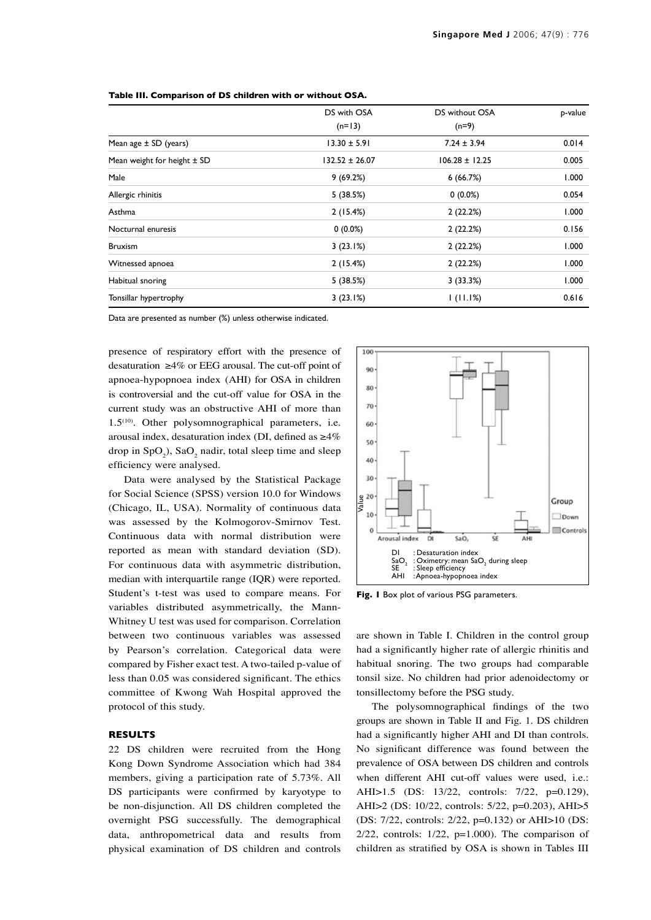**Table III. Comparison of DS children with or without OSA.**

| | DS with OSA (n=13) | DS without OSA (n=9) | p-value |
|---|---|---|---|
| Mean age ± SD (years) | 13.30 ± 5.91 | 7.24 ± 3.94 | 0.014 |
| Mean weight for height ± SD | 132.52 ± 26.07 | 106.28 ± 12.25 | 0.005 |
| Male | 9 (69.2%) | 6 (66.7%) | 1.000 |
| Allergic rhinitis | 5 (38.5%) | 0 (0.0%) | 0.054 |
| Asthma | 2 (15.4%) | 2 (22.2%) | 1.000 |
| Nocturnal enuresis | 0 (0.0%) | 2 (22.2%) | 0.156 |
| Bruxism | 3 (23.1%) | 2 (22.2%) | 1.000 |
| Witnessed apnoea | 2 (15.4%) | 2 (22.2%) | 1.000 |
| Habitual snoring | 5 (38.5%) | 3 (33.3%) | 1.000 |
| Tonsillar hypertrophy | 3 (23.1%) | 1 (11.1%) | 0.616 |

Data are presented as number (%) unless otherwise indicated.

presence of respiratory effort with the presence of desaturation ≥4% or EEG arousal. The cut-off point of apnoea-hypopnoea index (AHI) for OSA in children is controversial and the cut-off value for OSA in the current study was an obstructive AHI of more than 1.5[10]. Other polysomnographical parameters, i.e. arousal index, desaturation index (DI, defined as ≥4% drop in $SpO_2$), $SaO_2$ nadir, total sleep time and sleep efficiency were analysed.

Data were analysed by the Statistical Package for Social Science (SPSS) version 10.0 for Windows (Chicago, IL, USA). Normality of continuous data was assessed by the Kolmogorov-Smirnov Test. Continuous data with normal distribution were reported as mean with standard deviation (SD). For continuous data with asymmetric distribution, median with interquartile range (IQR) were reported. Student's t-test was used to compare means. For variables distributed asymmetrically, the Mann-Whitney U test was used for comparison. Correlation between two continuous variables was assessed by Pearson's correlation. Categorical data were compared by Fisher exact test. A two-tailed p-value of less than 0.05 was considered significant. The ethics committee of Kwong Wah Hospital approved the protocol of this study.

## RESULTS

22 DS children were recruited from the Hong Kong Down Syndrome Association which had 384 members, giving a participation rate of 5.73%. All DS participants were confirmed by karyotype to be non-disjunction. All DS children completed the overnight PSG successfully. The demographical data, anthropometrical data and results from physical examination of DS children and controls are shown in Table I. Children in the control group had a significantly higher rate of allergic rhinitis and habitual snoring. The two groups had comparable tonsil size. No children had prior adenoidectomy or tonsillectomy before the PSG study.

DI : Desaturation index
$SaO_2$ : Oximetry: mean $SaO_2$ during sleep
SE : Sleep efficiency
AHI : Apnoea-hypopnoea index

**Fig. 1** Box plot of various PSG parameters.

The polysomnographical findings of the two groups are shown in Table II and Fig. 1. DS children had a significantly higher AHI and DI than controls. No significant difference was found between the prevalence of OSA between DS children and controls when different AHI cut-off values were used, i.e.: AHI>1.5 (DS: 13/22, controls: 7/22, p=0.129), AHI>2 (DS: 10/22, controls: 5/22, p=0.203), AHI>5 (DS: 7/22, controls: 2/22, p=0.132) or AHI>10 (DS: 2/22, controls: 1/22, p=1.000). The comparison of children as stratified by OSA is shown in Tables III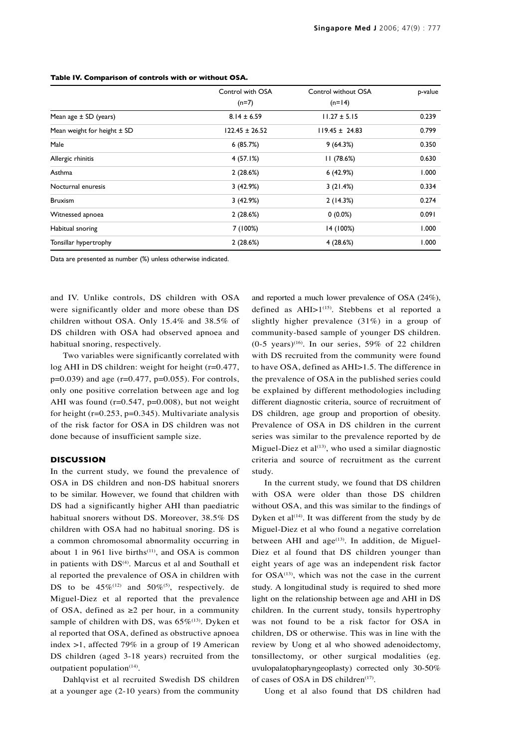**Table IV. Comparison of controls with or without OSA.**

| | Control with OSA (n=7) | Control without OSA (n=14) | p-value |
|---|---|---|---|
| Mean age ± SD (years) | 8.14 ± 6.59 | 11.27 ± 5.15 | 0.239 |
| Mean weight for height ± SD | 122.45 ± 26.52 | 119.45 ± 24.83 | 0.799 |
| Male | 6 (85.7%) | 9 (64.3%) | 0.350 |
| Allergic rhinitis | 4 (57.1%) | 11 (78.6%) | 0.630 |
| Asthma | 2 (28.6%) | 6 (42.9%) | 1.000 |
| Nocturnal enuresis | 3 (42.9%) | 3 (21.4%) | 0.334 |
| Bruxism | 3 (42.9%) | 2 (14.3%) | 0.274 |
| Witnessed apnoea | 2 (28.6%) | 0 (0.0%) | 0.091 |
| Habitual snoring | 7 (100%) | 14 (100%) | 1.000 |
| Tonsillar hypertrophy | 2 (28.6%) | 4 (28.6%) | 1.000 |

Data are presented as number (%) unless otherwise indicated.

and IV. Unlike controls, DS children with OSA were significantly older and more obese than DS children without OSA. Only 15.4% and 38.5% of DS children with OSA had observed apnoea and habitual snoring, respectively.

Two variables were significantly correlated with log AHI in DS children: weight for height ($r=0.477$, $p=0.039$) and age ($r=0.477$, $p=0.055$). For controls, only one positive correlation between age and log AHI was found ($r=0.547$, $p=0.008$), but not weight for height ($r=0.253$, $p=0.345$). Multivariate analysis of the risk factor for OSA in DS children was not done because of insufficient sample size.

## DISCUSSION

In the current study, we found the prevalence of OSA in DS children and non-DS habitual snorers to be similar. However, we found that children with DS had a significantly higher AHI than paediatric habitual snorers without DS. Moreover, 38.5% DS children with OSA had no habitual snoring. DS is a common chromosomal abnormality occurring in about 1 in 961 live births[11], and OSA is common in patients with DS[4]. Marcus et al and Southall et al reported the prevalence of OSA in children with DS to be 45%[12] and 50%[5], respectively. de Miguel-Diez et al reported that the prevalence of OSA, defined as ≥2 per hour, in a community sample of children with DS, was 65%[13]. Dyken et al reported that OSA, defined as obstructive apnoea index >1, affected 79% in a group of 19 American DS children (aged 3-18 years) recruited from the outpatient population[14].

Dahlqvist et al recruited Swedish DS children at a younger age (2-10 years) from the community and reported a much lower prevalence of OSA (24%), defined as AHI>1[15]. Stebbens et al reported a slightly higher prevalence (31%) in a group of community-based sample of younger DS children. (0-5 years)[16]. In our series, 59% of 22 children with DS recruited from the community were found to have OSA, defined as AHI>1.5. The difference in the prevalence of OSA in the published series could be explained by different methodologies including different diagnostic criteria, source of recruitment of DS children, age group and proportion of obesity. Prevalence of OSA in DS children in the current series was similar to the prevalence reported by de Miguel-Diez et al[13], who used a similar diagnostic criteria and source of recruitment as the current study.

In the current study, we found that DS children with OSA were older than those DS children without OSA, and this was similar to the findings of Dyken et al[14]. It was different from the study by de Miguel-Diez et al who found a negative correlation between AHI and age[13]. In addition, de Miguel-Diez et al found that DS children younger than eight years of age was an independent risk factor for OSA[13], which was not the case in the current study. A longitudinal study is required to shed more light on the relationship between age and AHI in DS children. In the current study, tonsils hypertrophy was not found to be a risk factor for OSA in children, DS or otherwise. This was in line with the review by Uong et al who showed adenoidectomy, tonsillectomy, or other surgical modalities (eg. uvulopalatopharyngeoplasty) corrected only 30-50% of cases of OSA in DS children[17].

Uong et al also found that DS children had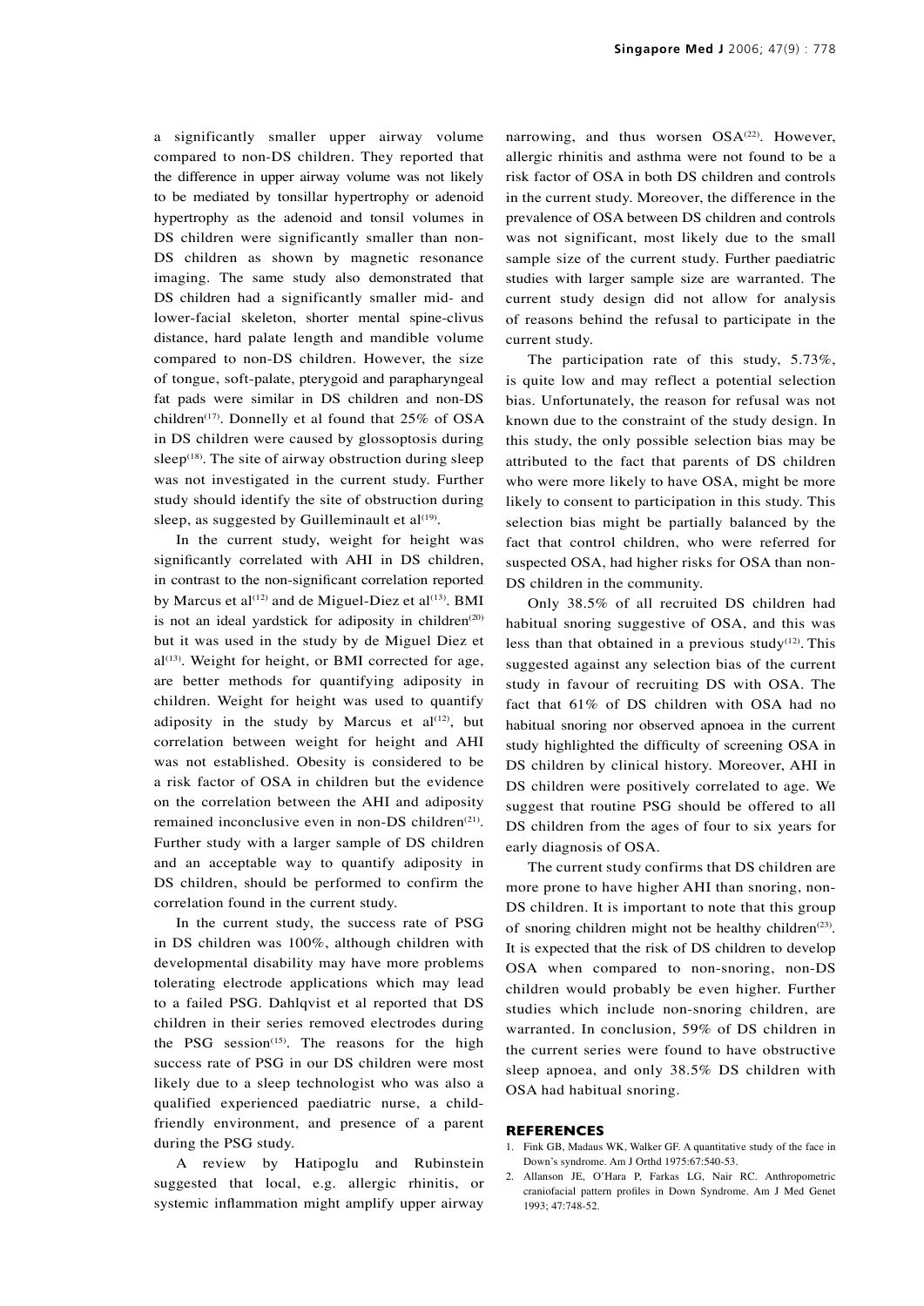a significantly smaller upper airway volume compared to non-DS children. They reported that the difference in upper airway volume was not likely to be mediated by tonsillar hypertrophy or adenoid hypertrophy as the adenoid and tonsil volumes in DS children were significantly smaller than non-DS children as shown by magnetic resonance imaging. The same study also demonstrated that DS children had a significantly smaller mid- and lower-facial skeleton, shorter mental spine-clivus distance, hard palate length and mandible volume compared to non-DS children. However, the size of tongue, soft-palate, pterygoid and parapharyngeal fat pads were similar in DS children and non-DS children[17]. Donnelly et al found that 25% of OSA in DS children were caused by glossoptosis during sleep[18]. The site of airway obstruction during sleep was not investigated in the current study. Further study should identify the site of obstruction during sleep, as suggested by Guilleminault et al[19].

In the current study, weight for height was significantly correlated with AHI in DS children, in contrast to the non-significant correlation reported by Marcus et al[12] and de Miguel-Diez et al[13]. BMI is not an ideal yardstick for adiposity in children[20] but it was used in the study by de Miguel Diez et al[13]. Weight for height, or BMI corrected for age, are better methods for quantifying adiposity in children. Weight for height was used to quantify adiposity in the study by Marcus et al[12], but correlation between weight for height and AHI was not established. Obesity is considered to be a risk factor of OSA in children but the evidence on the correlation between the AHI and adiposity remained inconclusive even in non-DS children[21]. Further study with a larger sample of DS children and an acceptable way to quantify adiposity in DS children, should be performed to confirm the correlation found in the current study.

In the current study, the success rate of PSG in DS children was 100%, although children with developmental disability may have more problems tolerating electrode applications which may lead to a failed PSG. Dahlqvist et al reported that DS children in their series removed electrodes during the PSG session[15]. The reasons for the high success rate of PSG in our DS children were most likely due to a sleep technologist who was also a qualified experienced paediatric nurse, a child-friendly environment, and presence of a parent during the PSG study.

A review by Hatipoglu and Rubinstein suggested that local, e.g. allergic rhinitis, or systemic inflammation might amplify upper airway narrowing, and thus worsen OSA[22]. However, allergic rhinitis and asthma were not found to be a risk factor of OSA in both DS children and controls in the current study. Moreover, the difference in the prevalence of OSA between DS children and controls was not significant, most likely due to the small sample size of the current study. Further paediatric studies with larger sample size are warranted. The current study design did not allow for analysis of reasons behind the refusal to participate in the current study.

The participation rate of this study, 5.73%, is quite low and may reflect a potential selection bias. Unfortunately, the reason for refusal was not known due to the constraint of the study design. In this study, the only possible selection bias may be attributed to the fact that parents of DS children who were more likely to have OSA, might be more likely to consent to participation in this study. This selection bias might be partially balanced by the fact that control children, who were referred for suspected OSA, had higher risks for OSA than non-DS children in the community.

Only 38.5% of all recruited DS children had habitual snoring suggestive of OSA, and this was less than that obtained in a previous study[12]. This suggested against any selection bias of the current study in favour of recruiting DS with OSA. The fact that 61% of DS children with OSA had no habitual snoring nor observed apnoea in the current study highlighted the difficulty of screening OSA in DS children by clinical history. Moreover, AHI in DS children were positively correlated to age. We suggest that routine PSG should be offered to all DS children from the ages of four to six years for early diagnosis of OSA.

The current study confirms that DS children are more prone to have higher AHI than snoring, non-DS children. It is important to note that this group of snoring children might not be healthy children[23]. It is expected that the risk of DS children to develop OSA when compared to non-snoring, non-DS children would probably be even higher. Further studies which include non-snoring children, are warranted. In conclusion, 59% of DS children in the current series were found to have obstructive sleep apnoea, and only 38.5% DS children with OSA had habitual snoring.

## REFERENCES

1. Fink GB, Madaus WK, Walker GF. A quantitative study of the face in Down's syndrome. Am J Orthd 1975:67:540-53.
2. Allanson JE, O'Hara P, Farkas LG, Nair RC. Anthropometric craniofacial pattern profiles in Down Syndrome. Am J Med Genet 1993; 47:748-52.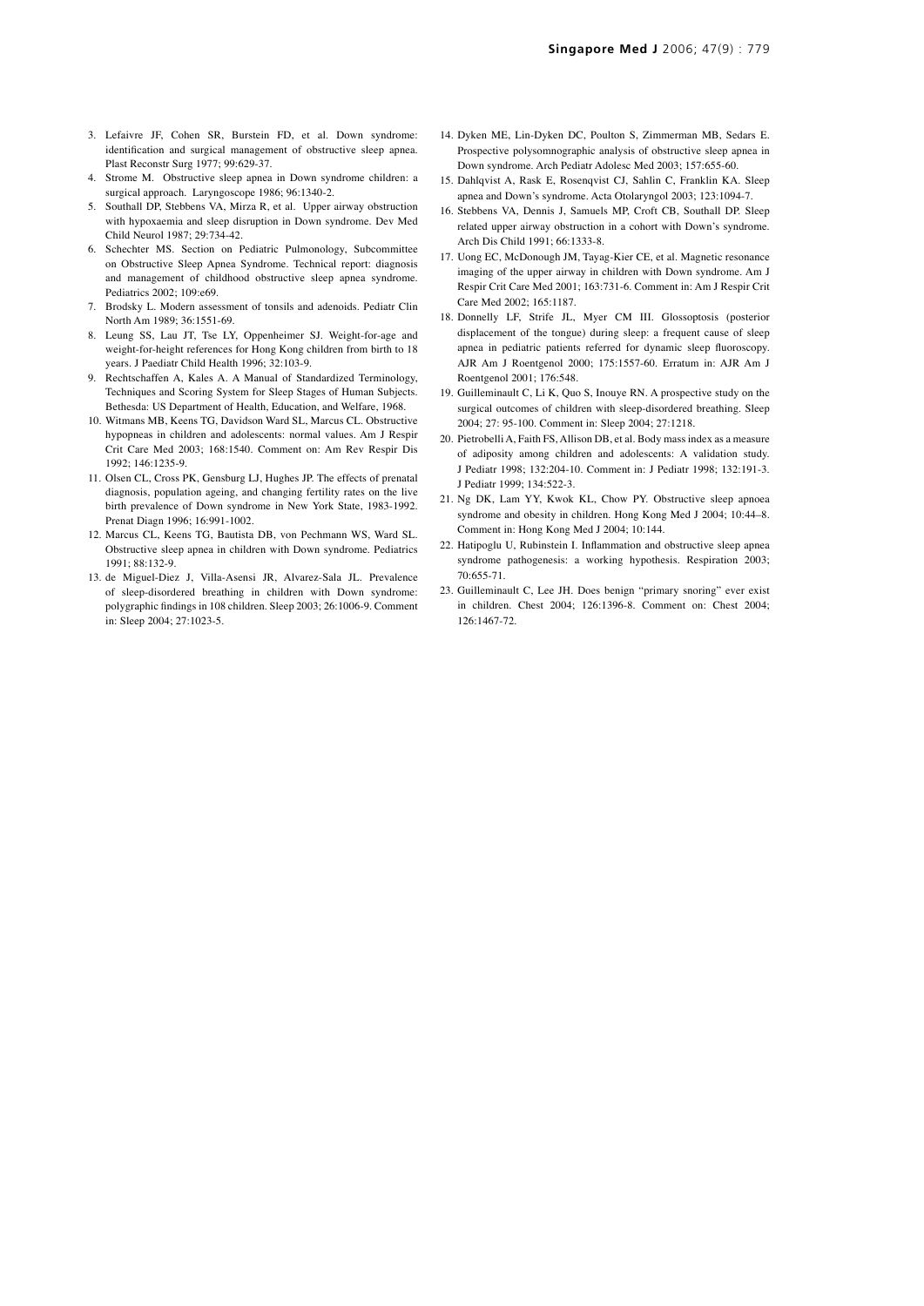3. Lefaivre JF, Cohen SR, Burstein FD, et al. Down syndrome: identification and surgical management of obstructive sleep apnea. Plast Reconstr Surg 1977; 99:629-37.
4. Strome M. Obstructive sleep apnea in Down syndrome children: a surgical approach. Laryngoscope 1986; 96:1340-2.
5. Southall DP, Stebbens VA, Mirza R, et al. Upper airway obstruction with hypoxaemia and sleep disruption in Down syndrome. Dev Med Child Neurol 1987; 29:734-42.
6. Schechter MS. Section on Pediatric Pulmonology, Subcommittee on Obstructive Sleep Apnea Syndrome. Technical report: diagnosis and management of childhood obstructive sleep apnea syndrome. Pediatrics 2002; 109:e69.
7. Brodsky L. Modern assessment of tonsils and adenoids. Pediatr Clin North Am 1989; 36:1551-69.
8. Leung SS, Lau JT, Tse LY, Oppenheimer SJ. Weight-for-age and weight-for-height references for Hong Kong children from birth to 18 years. J Paediatr Child Health 1996; 32:103-9.
9. Rechtschaffen A, Kales A. A Manual of Standardized Terminology, Techniques and Scoring System for Sleep Stages of Human Subjects. Bethesda: US Department of Health, Education, and Welfare, 1968.
10. Witmans MB, Keens TG, Davidson Ward SL, Marcus CL. Obstructive hypopneas in children and adolescents: normal values. Am J Respir Crit Care Med 2003; 168:1540. Comment on: Am Rev Respir Dis 1992; 146:1235-9.
11. Olsen CL, Cross PK, Gensburg LJ, Hughes JP. The effects of prenatal diagnosis, population ageing, and changing fertility rates on the live birth prevalence of Down syndrome in New York State, 1983-1992. Prenat Diagn 1996; 16:991-1002.
12. Marcus CL, Keens TG, Bautista DB, von Pechmann WS, Ward SL. Obstructive sleep apnea in children with Down syndrome. Pediatrics 1991; 88:132-9.
13. de Miguel-Diez J, Villa-Asensi JR, Alvarez-Sala JL. Prevalence of sleep-disordered breathing in children with Down syndrome: polygraphic findings in 108 children. Sleep 2003; 26:1006-9. Comment in: Sleep 2004; 27:1023-5.
14. Dyken ME, Lin-Dyken DC, Poulton S, Zimmerman MB, Sedars E. Prospective polysomnographic analysis of obstructive sleep apnea in Down syndrome. Arch Pediatr Adolesc Med 2003; 157:655-60.
15. Dahlqvist A, Rask E, Rosenqvist CJ, Sahlin C, Franklin KA. Sleep apnea and Down's syndrome. Acta Otolaryngol 2003; 123:1094-7.
16. Stebbens VA, Dennis J, Samuels MP, Croft CB, Southall DP. Sleep related upper airway obstruction in a cohort with Down's syndrome. Arch Dis Child 1991; 66:1333-8.
17. Uong EC, McDonough JM, Tayag-Kier CE, et al. Magnetic resonance imaging of the upper airway in children with Down syndrome. Am J Respir Crit Care Med 2001; 163:731-6. Comment in: Am J Respir Crit Care Med 2002; 165:1187.
18. Donnelly LF, Strife JL, Myer CM III. Glossoptosis (posterior displacement of the tongue) during sleep: a frequent cause of sleep apnea in pediatric patients referred for dynamic sleep fluoroscopy. AJR Am J Roentgenol 2000; 175:1557-60. Erratum in: AJR Am J Roentgenol 2001; 176:548.
19. Guilleminault C, Li K, Quo S, Inouye RN. A prospective study on the surgical outcomes of children with sleep-disordered breathing. Sleep 2004; 27: 95-100. Comment in: Sleep 2004; 27:1218.
20. Pietrobelli A, Faith FS, Allison DB, et al. Body mass index as a measure of adiposity among children and adolescents: A validation study. J Pediatr 1998; 132:204-10. Comment in: J Pediatr 1998; 132:191-3. J Pediatr 1999; 134:522-3.
21. Ng DK, Lam YY, Kwok KL, Chow PY. Obstructive sleep apnoea syndrome and obesity in children. Hong Kong Med J 2004; 10:44–8. Comment in: Hong Kong Med J 2004; 10:144.
22. Hatipoglu U, Rubinstein I. Inflammation and obstructive sleep apnea syndrome pathogenesis: a working hypothesis. Respiration 2003; 70:655-71.
23. Guilleminault C, Lee JH. Does benign "primary snoring" ever exist in children. Chest 2004; 126:1396-8. Comment on: Chest 2004; 126:1467-72.